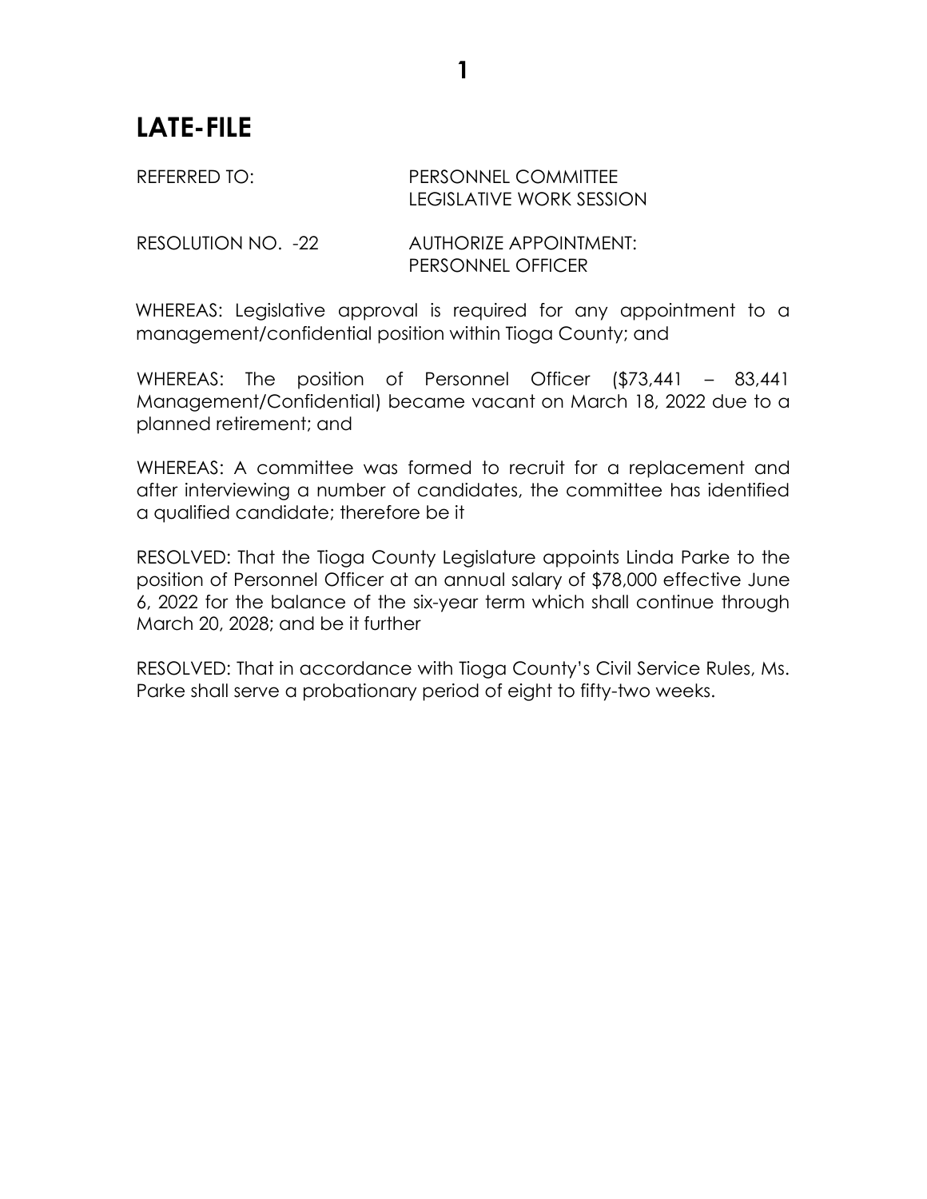# LATE-FILE

REFERRED TO: PERSONNEL COMMITTEE
LEGISLATIVE WORK SESSION

RESOLUTION NO. -22 AUTHORIZE APPOINTMENT:
PERSONNEL OFFICER

WHEREAS: Legislative approval is required for any appointment to a management/confidential position within Tioga County; and

WHEREAS: The position of Personnel Officer ($73,441 – 83,441 Management/Confidential) became vacant on March 18, 2022 due to a planned retirement; and

WHEREAS: A committee was formed to recruit for a replacement and after interviewing a number of candidates, the committee has identified a qualified candidate; therefore be it

RESOLVED: That the Tioga County Legislature appoints Linda Parke to the position of Personnel Officer at an annual salary of $78,000 effective June 6, 2022 for the balance of the six-year term which shall continue through March 20, 2028; and be it further

RESOLVED: That in accordance with Tioga County's Civil Service Rules, Ms. Parke shall serve a probationary period of eight to fifty-two weeks.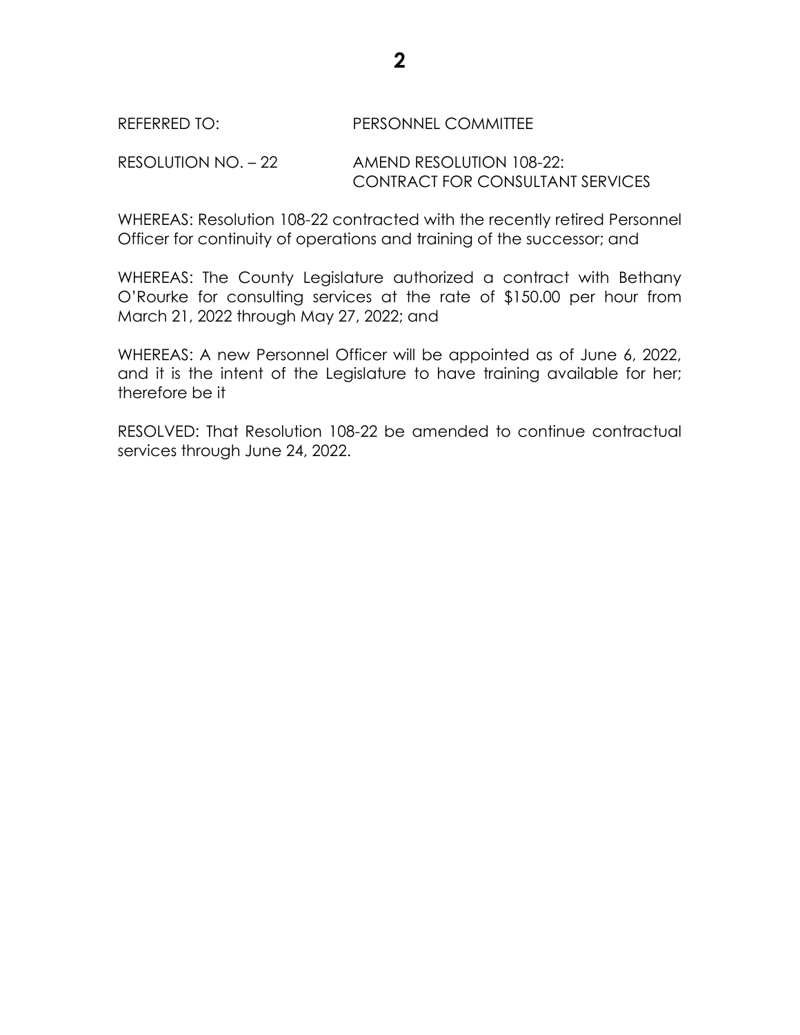REFERRED TO: PERSONNEL COMMITTEE

RESOLUTION NO. – 22 AMEND RESOLUTION 108-22: CONTRACT FOR CONSULTANT SERVICES

WHEREAS: Resolution 108-22 contracted with the recently retired Personnel Officer for continuity of operations and training of the successor; and

WHEREAS: The County Legislature authorized a contract with Bethany O'Rourke for consulting services at the rate of $150.00 per hour from March 21, 2022 through May 27, 2022; and

WHEREAS: A new Personnel Officer will be appointed as of June 6, 2022, and it is the intent of the Legislature to have training available for her; therefore be it

RESOLVED: That Resolution 108-22 be amended to continue contractual services through June 24, 2022.